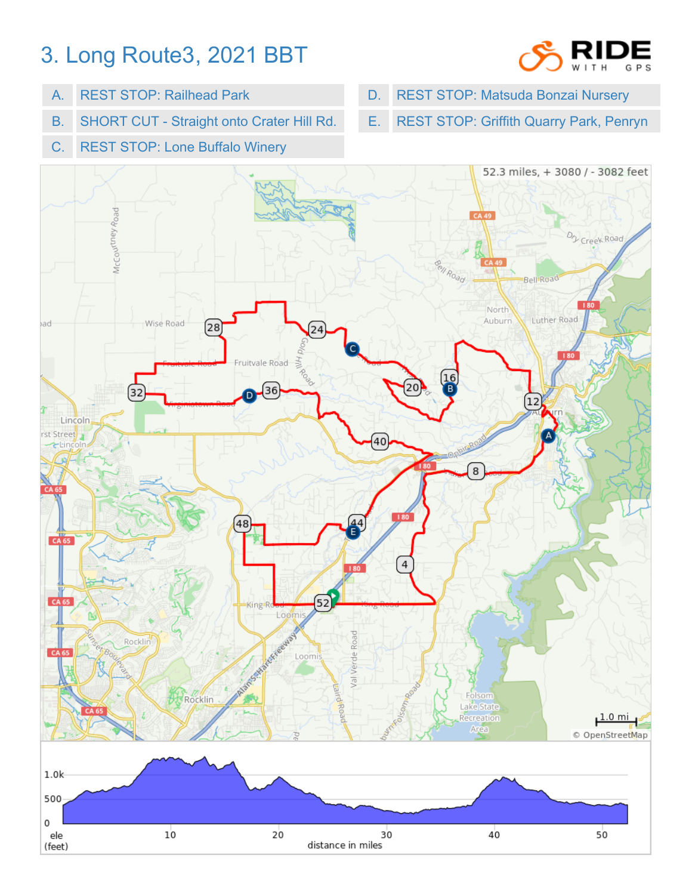# 3. Long Route3, 2021 BBT

| | |
|---|---|
| A. | REST STOP: Railhead Park |
| B. | SHORT CUT - Straight onto Crater Hill Rd. |
| C. | REST STOP: Lone Buffalo Winery |
| D. | REST STOP: Matsuda Bonzai Nursery |
| E. | REST STOP: Griffith Quarry Park, Penryn |

52.3 miles, + 3080 / - 3082 feet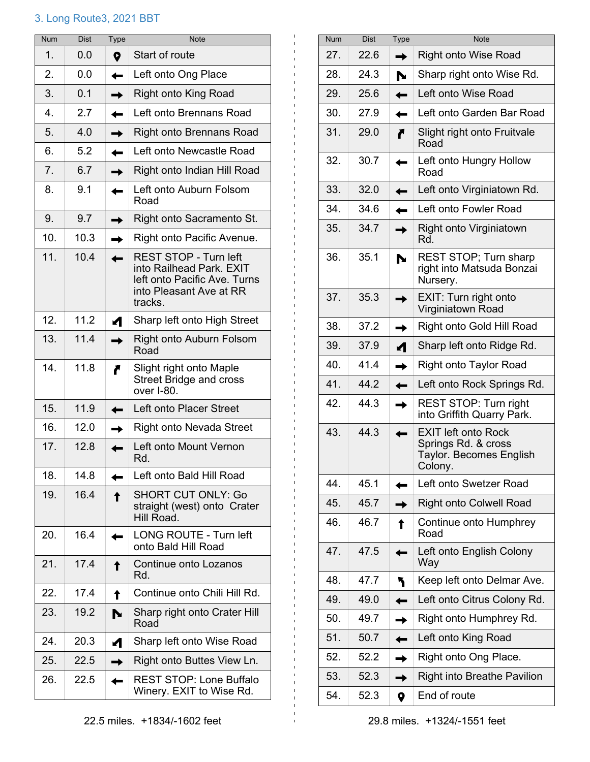### 3. Long Route3, 2021 BBT

| Num | Dist | Type | Note |
|---|---|---|---|
| 1. | 0.0 | | Start of route |
| 2. | 0.0 | ← | Left onto Ong Place |
| 3. | 0.1 | → | Right onto King Road |
| 4. | 2.7 | ← | Left onto Brennans Road |
| 5. | 4.0 | → | Right onto Brennans Road |
| 6. | 5.2 | ← | Left onto Newcastle Road |
| 7. | 6.7 | → | Right onto Indian Hill Road |
| 8. | 9.1 | ← | Left onto Auburn Folsom Road |
| 9. | 9.7 | → | Right onto Sacramento St. |
| 10. | 10.3 | → | Right onto Pacific Avenue. |
| 11. | 10.4 | ← | REST STOP - Turn left into Railhead Park. EXIT left onto Pacific Ave. Turns into Pleasant Ave at RR tracks. |
| 12. | 11.2 | | Sharp left onto High Street |
| 13. | 11.4 | → | Right onto Auburn Folsom Road |
| 14. | 11.8 | | Slight right onto Maple Street Bridge and cross over I-80. |
| 15. | 11.9 | ← | Left onto Placer Street |
| 16. | 12.0 | → | Right onto Nevada Street |
| 17. | 12.8 | ← | Left onto Mount Vernon Rd. |
| 18. | 14.8 | ← | Left onto Bald Hill Road |
| 19. | 16.4 | ↑ | SHORT CUT ONLY: Go straight (west) onto Crater Hill Road. |
| 20. | 16.4 | ← | LONG ROUTE - Turn left onto Bald Hill Road |
| 21. | 17.4 | ↑ | Continue onto Lozanos Rd. |
| 22. | 17.4 | ↑ | Continue onto Chili Hill Rd. |
| 23. | 19.2 | | Sharp right onto Crater Hill Road |
| 24. | 20.3 | | Sharp left onto Wise Road |
| 25. | 22.5 | → | Right onto Buttes View Ln. |
| 26. | 22.5 | ← | REST STOP: Lone Buffalo Winery. EXIT to Wise Rd. |

22.5 miles. +1834/-1602 feet

| Num | Dist | Type | Note |
|---|---|---|---|
| 27. | 22.6 | → | Right onto Wise Road |
| 28. | 24.3 | | Sharp right onto Wise Rd. |
| 29. | 25.6 | ← | Left onto Wise Road |
| 30. | 27.9 | ← | Left onto Garden Bar Road |
| 31. | 29.0 | | Slight right onto Fruitvale Road |
| 32. | 30.7 | ← | Left onto Hungry Hollow Road |
| 33. | 32.0 | ← | Left onto Virginiatown Rd. |
| 34. | 34.6 | ← | Left onto Fowler Road |
| 35. | 34.7 | → | Right onto Virginiatown Rd. |
| 36. | 35.1 | | REST STOP; Turn sharp right into Matsuda Bonzai Nursery. |
| 37. | 35.3 | → | EXIT: Turn right onto Virginiatown Road |
| 38. | 37.2 | → | Right onto Gold Hill Road |
| 39. | 37.9 | | Sharp left onto Ridge Rd. |
| 40. | 41.4 | → | Right onto Taylor Road |
| 41. | 44.2 | ← | Left onto Rock Springs Rd. |
| 42. | 44.3 | → | REST STOP: Turn right into Griffith Quarry Park. |
| 43. | 44.3 | ← | EXIT left onto Rock Springs Rd. & cross Taylor. Becomes English Colony. |
| 44. | 45.1 | ← | Left onto Swetzer Road |
| 45. | 45.7 | → | Right onto Colwell Road |
| 46. | 46.7 | ↑ | Continue onto Humphrey Road |
| 47. | 47.5 | ← | Left onto English Colony Way |
| 48. | 47.7 | | Keep left onto Delmar Ave. |
| 49. | 49.0 | ← | Left onto Citrus Colony Rd. |
| 50. | 49.7 | → | Right onto Humphrey Rd. |
| 51. | 50.7 | ← | Left onto King Road |
| 52. | 52.2 | → | Right onto Ong Place. |
| 53. | 52.3 | → | Right into Breathe Pavilion |
| 54. | 52.3 | | End of route |

29.8 miles. +1324/-1551 feet